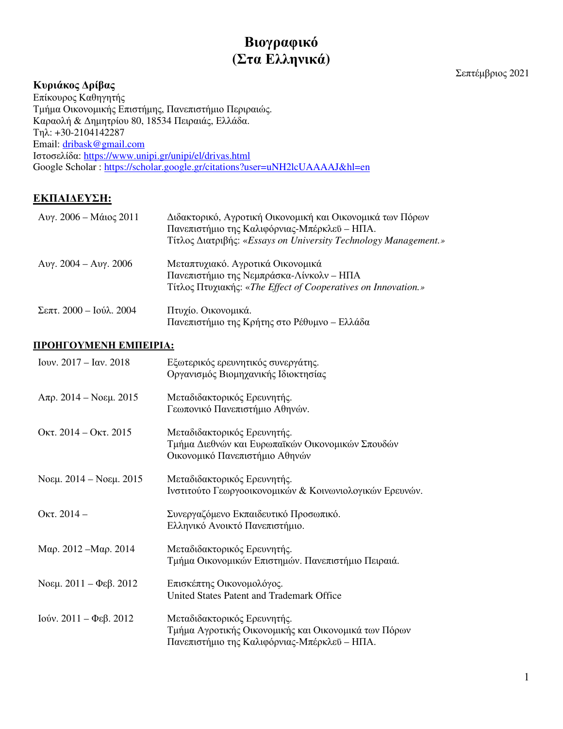# Βιογραφικό
# (Στα Ελληνικά)

Σεπτέμβριος 2021

**Κυριάκος Δρίβας**
Επίκουρος Καθηγητής
Τμήμα Οικονομικής Επιστήμης, Πανεπιστήμιο Πειραιώς.
Καραολή & Δημητρίου 80, 18534 Πειραιάς, Ελλάδα.
Τηλ: +30-2104142287
Email: [dribask@gmail.com](mailto:dribask@gmail.com)
Ιστοσελίδα: [https://www.unipi.gr/unipi/el/drivas.html](https://www.unipi.gr/unipi/el/drivas.html)
Google Scholar : [https://scholar.google.gr/citations?user=uNH2lcUAAAAJ&hl=en](https://scholar.google.gr/citations?user=uNH2lcUAAAAJ&hl=en)

## ΕΚΠΑΙΔΕΥΣΗ:

| | |
|---|---|
| Αυγ. 2006 – Μάιος 2011 | Διδακτορικό, Αγροτική Οικονομική και Οικονομικά των Πόρων<br>Πανεπιστήμιο της Καλιφόρνιας-Μπέρκλεϋ – ΗΠΑ.<br>Τίτλος Διατριβής: «*Essays on University Technology Management.*» |
| Αυγ. 2004 – Αυγ. 2006 | Μεταπτυχιακό. Αγροτικά Οικονομικά<br>Πανεπιστήμιο της Νεμπράσκα-Λίνκολν – ΗΠΑ<br>Τίτλος Πτυχιακής: «*The Effect of Cooperatives on Innovation.*» |
| Σεπτ. 2000 – Ιούλ. 2004 | Πτυχίο. Οικονομικά.<br>Πανεπιστήμιο της Κρήτης στο Ρέθυμνο – Ελλάδα |

## ΠΡΟΗΓΟΥΜΕΝΗ ΕΜΠΕΙΡΙΑ:

| | |
|---|---|
| Ιουν. 2017 – Ιαν. 2018 | Εξωτερικός ερευνητικός συνεργάτης.<br>Οργανισμός Βιομηχανικής Ιδιοκτησίας |
| Απρ. 2014 – Νοεμ. 2015 | Μεταδιδακτορικός Ερευνητής.<br>Γεωπονικό Πανεπιστήμιο Αθηνών. |
| Οκτ. 2014 – Οκτ. 2015 | Μεταδιδακτορικός Ερευνητής.<br>Τμήμα Διεθνών και Ευρωπαϊκών Οικονομικών Σπουδών<br>Οικονομικό Πανεπιστήμιο Αθηνών |
| Νοεμ. 2014 – Νοεμ. 2015 | Μεταδιδακτορικός Ερευνητής.<br>Ινστιτούτο Γεωργοοικονομικών & Κοινωνιολογικών Ερευνών. |
| Οκτ. 2014 – | Συνεργαζόμενο Εκπαιδευτικό Προσωπικό.<br>Ελληνικό Ανοικτό Πανεπιστήμιο. |
| Μαρ. 2012 –Μαρ. 2014 | Μεταδιδακτορικός Ερευνητής.<br>Τμήμα Οικονομικών Επιστημών. Πανεπιστήμιο Πειραιά. |
| Νοεμ. 2011 – Φεβ. 2012 | Επισκέπτης Οικονομολόγος.<br>United States Patent and Trademark Office |
| Ιούν. 2011 – Φεβ. 2012 | Μεταδιδακτορικός Ερευνητής.<br>Τμήμα Αγροτικής Οικονομικής και Οικονομικά των Πόρων<br>Πανεπιστήμιο της Καλιφόρνιας-Μπέρκλεϋ – ΗΠΑ. |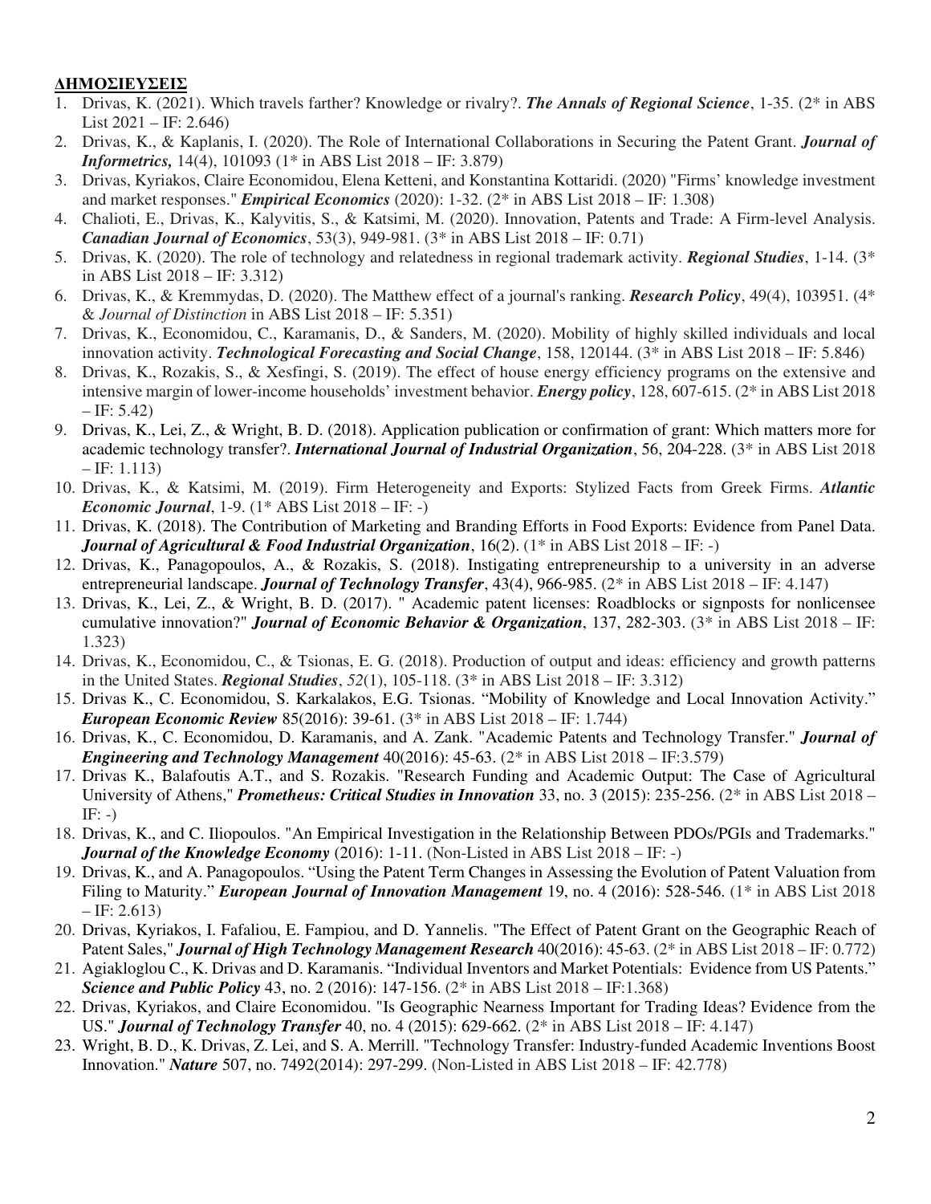**ΔΗΜΟΣΙΕΥΣΕΙΣ**

1. Drivas, K. (2021). Which travels farther? Knowledge or rivalry?. ***The Annals of Regional Science***, 1-35. (2* in ABS List 2021 – IF: 2.646)
2. Drivas, K., & Kaplanis, I. (2020). The Role of International Collaborations in Securing the Patent Grant. ***Journal of Informetrics,*** 14(4), 101093 (1* in ABS List 2018 – IF: 3.879)
3. Drivas, Kyriakos, Claire Economidou, Elena Ketteni, and Konstantina Kottaridi. (2020) "Firms' knowledge investment and market responses." ***Empirical Economics*** (2020): 1-32. (2* in ABS List 2018 – IF: 1.308)
4. Chalioti, E., Drivas, K., Kalyvitis, S., & Katsimi, M. (2020). Innovation, Patents and Trade: A Firm-level Analysis. ***Canadian Journal of Economics***, 53(3), 949-981. (3* in ABS List 2018 – IF: 0.71)
5. Drivas, K. (2020). The role of technology and relatedness in regional trademark activity. ***Regional Studies***, 1-14. (3* in ABS List 2018 – IF: 3.312)
6. Drivas, K., & Kremmydas, D. (2020). The Matthew effect of a journal's ranking. ***Research Policy***, 49(4), 103951. (4* & *Journal of Distinction* in ABS List 2018 – IF: 5.351)
7. Drivas, K., Economidou, C., Karamanis, D., & Sanders, M. (2020). Mobility of highly skilled individuals and local innovation activity. ***Technological Forecasting and Social Change***, 158, 120144. (3* in ABS List 2018 – IF: 5.846)
8. Drivas, K., Rozakis, S., & Xesfingi, S. (2019). The effect of house energy efficiency programs on the extensive and intensive margin of lower-income households' investment behavior. ***Energy policy***, 128, 607-615. (2* in ABS List 2018 – IF: 5.42)
9. Drivas, K., Lei, Z., & Wright, B. D. (2018). Application publication or confirmation of grant: Which matters more for academic technology transfer?. ***International Journal of Industrial Organization***, 56, 204-228. (3* in ABS List 2018 – IF: 1.113)
10. Drivas, K., & Katsimi, M. (2019). Firm Heterogeneity and Exports: Stylized Facts from Greek Firms. ***Atlantic Economic Journal***, 1-9. (1* ABS List 2018 – IF: -)
11. Drivas, K. (2018). The Contribution of Marketing and Branding Efforts in Food Exports: Evidence from Panel Data. ***Journal of Agricultural & Food Industrial Organization***, 16(2). (1* in ABS List 2018 – IF: -)
12. Drivas, K., Panagopoulos, A., & Rozakis, S. (2018). Instigating entrepreneurship to a university in an adverse entrepreneurial landscape. ***Journal of Technology Transfer***, 43(4), 966-985. (2* in ABS List 2018 – IF: 4.147)
13. Drivas, K., Lei, Z., & Wright, B. D. (2017). " Academic patent licenses: Roadblocks or signposts for nonlicensee cumulative innovation?" ***Journal of Economic Behavior & Organization***, 137, 282-303. (3* in ABS List 2018 – IF: 1.323)
14. Drivas, K., Economidou, C., & Tsionas, E. G. (2018). Production of output and ideas: efficiency and growth patterns in the United States. ***Regional Studies***, *52*(1), 105-118. (3* in ABS List 2018 – IF: 3.312)
15. Drivas K., C. Economidou, S. Karkalakos, E.G. Tsionas. "Mobility of Knowledge and Local Innovation Activity." ***European Economic Review*** 85(2016): 39-61. (3* in ABS List 2018 – IF: 1.744)
16. Drivas, K., C. Economidou, D. Karamanis, and A. Zank. "Academic Patents and Technology Transfer." ***Journal of Engineering and Technology Management*** 40(2016): 45-63. (2* in ABS List 2018 – IF:3.579)
17. Drivas K., Balafoutis A.T., and S. Rozakis. "Research Funding and Academic Output: The Case of Agricultural University of Athens," ***Prometheus: Critical Studies in Innovation*** 33, no. 3 (2015): 235-256. (2* in ABS List 2018 – IF: -)
18. Drivas, K., and C. Iliopoulos. "An Empirical Investigation in the Relationship Between PDOs/PGIs and Trademarks." ***Journal of the Knowledge Economy*** (2016): 1-11. (Non-Listed in ABS List 2018 – IF: -)
19. Drivas, K., and A. Panagopoulos. "Using the Patent Term Changes in Assessing the Evolution of Patent Valuation from Filing to Maturity." ***European Journal of Innovation Management*** 19, no. 4 (2016): 528-546. (1* in ABS List 2018 – IF: 2.613)
20. Drivas, Kyriakos, I. Fafaliou, E. Fampiou, and D. Yannelis. "The Effect of Patent Grant on the Geographic Reach of Patent Sales," ***Journal of High Technology Management Research*** 40(2016): 45-63. (2* in ABS List 2018 – IF: 0.772)
21. Agiakloglou C., K. Drivas and D. Karamanis. "Individual Inventors and Market Potentials: Evidence from US Patents." ***Science and Public Policy*** 43, no. 2 (2016): 147-156. (2* in ABS List 2018 – IF:1.368)
22. Drivas, Kyriakos, and Claire Economidou. "Is Geographic Nearness Important for Trading Ideas? Evidence from the US." ***Journal of Technology Transfer*** 40, no. 4 (2015): 629-662. (2* in ABS List 2018 – IF: 4.147)
23. Wright, B. D., K. Drivas, Z. Lei, and S. A. Merrill. "Technology Transfer: Industry-funded Academic Inventions Boost Innovation." ***Nature*** 507, no. 7492(2014): 297-299. (Non-Listed in ABS List 2018 – IF: 42.778)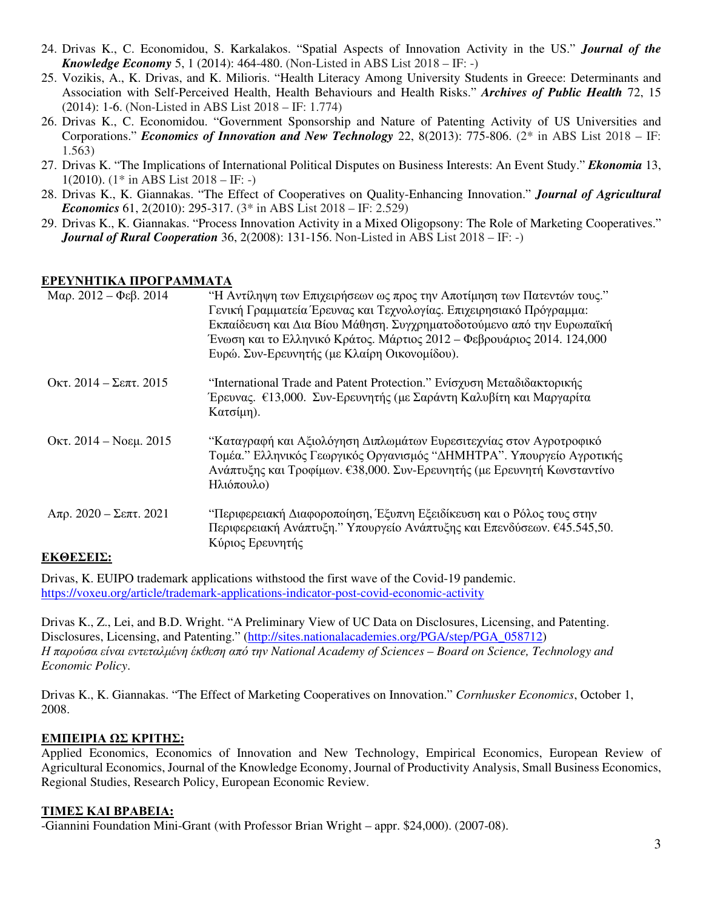24. Drivas K., C. Economidou, S. Karkalakos. "Spatial Aspects of Innovation Activity in the US." ***Journal of the Knowledge Economy*** 5, 1 (2014): 464-480. (Non-Listed in ABS List 2018 – IF: -)
25. Vozikis, A., K. Drivas, and K. Milioris. "Health Literacy Among University Students in Greece: Determinants and Association with Self-Perceived Health, Health Behaviours and Health Risks." ***Archives of Public Health*** 72, 15 (2014): 1-6. (Non-Listed in ABS List 2018 – IF: 1.774)
26. Drivas K., C. Economidou. "Government Sponsorship and Nature of Patenting Activity of US Universities and Corporations." ***Economics of Innovation and New Technology*** 22, 8(2013): 775-806. (2* in ABS List 2018 – IF: 1.563)
27. Drivas K. "The Implications of International Political Disputes on Business Interests: An Event Study." ***Ekonomia*** 13, 1(2010). (1* in ABS List 2018 – IF: -)
28. Drivas K., K. Giannakas. "The Effect of Cooperatives on Quality-Enhancing Innovation." ***Journal of Agricultural Economics*** 61, 2(2010): 295-317. (3* in ABS List 2018 – IF: 2.529)
29. Drivas K., K. Giannakas. "Process Innovation Activity in a Mixed Oligopsony: The Role of Marketing Cooperatives." ***Journal of Rural Cooperation*** 36, 2(2008): 131-156. Non-Listed in ABS List 2018 – IF: -)

## ΕΡΕΥΝΗΤΙΚΑ ΠΡΟΓΡΑΜΜΑΤΑ

| | |
|---|---|
| Μαρ. 2012 – Φεβ. 2014 | "Η Αντίληψη των Επιχειρήσεων ως προς την Αποτίμηση των Πατεντών τους." Γενική Γραμματεία Έρευνας και Τεχνολογίας. Επιχειρησιακό Πρόγραμμα: Εκπαίδευση και Δια Βίου Μάθηση. Συγχρηματοδοτούμενο από την Ευρωπαϊκή Ένωση και το Ελληνικό Κράτος. Μάρτιος 2012 – Φεβρουάριος 2014. 124,000 Ευρώ. Συν-Ερευνητής (με Κλαίρη Οικονομίδου). |
| Οκτ. 2014 – Σεπτ. 2015 | "International Trade and Patent Protection." Ενίσχυση Μεταδιδακτορικής Έρευνας. €13,000. Συν-Ερευνητής (με Σαράντη Καλυβίτη και Μαργαρίτα Κατσίμη). |
| Οκτ. 2014 – Νοεμ. 2015 | "Καταγραφή και Αξιολόγηση Διπλωμάτων Ευρεσιτεχνίας στον Αγροτροφικό Τομέα." Ελληνικός Γεωργικός Οργανισμός "ΔΗΜΗΤΡΑ". Υπουργείο Αγροτικής Ανάπτυξης και Τροφίμων. €38,000. Συν-Ερευνητής (με Ερευνητή Κωνσταντίνο Ηλιόπουλο) |
| Απρ. 2020 – Σεπτ. 2021 | "Περιφερειακή Διαφοροποίηση, Έξυπνη Εξειδίκευση και ο Ρόλος τους στην Περιφερειακή Ανάπτυξη." Υπουργείο Ανάπτυξης και Επενδύσεων. €45.545,50. Κύριος Ερευνητής |

## ΕΚΘΕΣΕΙΣ:

Drivas, K. EUIPO trademark applications withstood the first wave of the Covid-19 pandemic. https://voxeu.org/article/trademark-applications-indicator-post-covid-economic-activity

Drivas K., Z., Lei, and B.D. Wright. "A Preliminary View of UC Data on Disclosures, Licensing, and Patenting. Disclosures, Licensing, and Patenting." (http://sites.nationalacademies.org/PGA/step/PGA_058712)
*Η παρούσα είναι εντεταλμένη έκθεση από την National Academy of Sciences – Board on Science, Technology and Economic Policy.*

Drivas K., K. Giannakas. "The Effect of Marketing Cooperatives on Innovation." *Cornhusker Economics*, October 1, 2008.

## ΕΜΠΕΙΡΙΑ ΩΣ ΚΡΙΤΗΣ:

Applied Economics, Economics of Innovation and New Technology, Empirical Economics, European Review of Agricultural Economics, Journal of the Knowledge Economy, Journal of Productivity Analysis, Small Business Economics, Regional Studies, Research Policy, European Economic Review.

## ΤΙΜΕΣ ΚΑΙ ΒΡΑΒΕΙΑ:

-Giannini Foundation Mini-Grant (with Professor Brian Wright – appr. $24,000). (2007-08).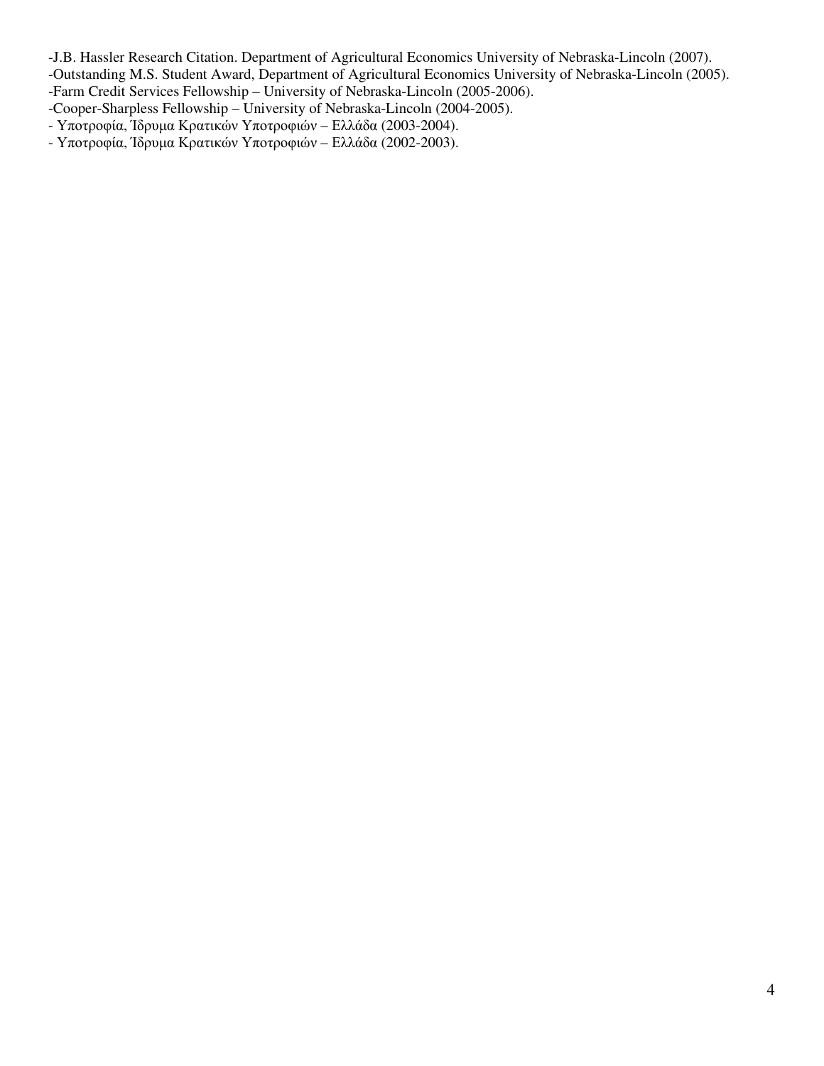-J.B. Hassler Research Citation. Department of Agricultural Economics University of Nebraska-Lincoln (2007).
-Outstanding M.S. Student Award, Department of Agricultural Economics University of Nebraska-Lincoln (2005).
-Farm Credit Services Fellowship – University of Nebraska-Lincoln (2005-2006).
-Cooper-Sharpless Fellowship – University of Nebraska-Lincoln (2004-2005).
- Υποτροφία, Ίδρυμα Κρατικών Υποτροφιών – Ελλάδα (2003-2004).
- Υποτροφία, Ίδρυμα Κρατικών Υποτροφιών – Ελλάδα (2002-2003).